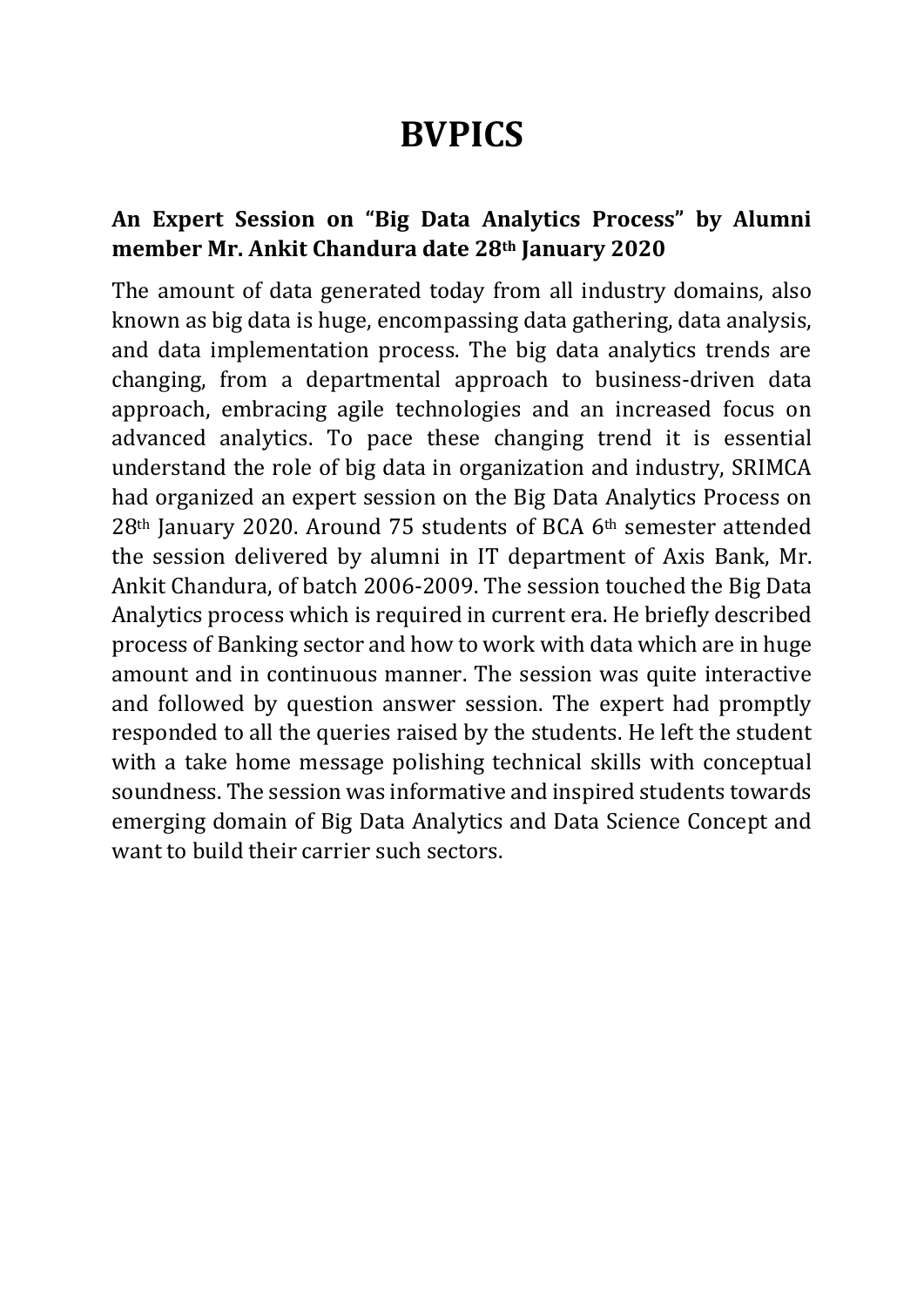# BVPICS

**An Expert Session on "Big Data Analytics Process" by Alumni member Mr. Ankit Chandura date 28th January 2020**

The amount of data generated today from all industry domains, also known as big data is huge, encompassing data gathering, data analysis, and data implementation process. The big data analytics trends are changing, from a departmental approach to business-driven data approach, embracing agile technologies and an increased focus on advanced analytics. To pace these changing trend it is essential understand the role of big data in organization and industry, SRIMCA had organized an expert session on the Big Data Analytics Process on 28th January 2020. Around 75 students of BCA 6th semester attended the session delivered by alumni in IT department of Axis Bank, Mr. Ankit Chandura, of batch 2006-2009. The session touched the Big Data Analytics process which is required in current era. He briefly described process of Banking sector and how to work with data which are in huge amount and in continuous manner. The session was quite interactive and followed by question answer session. The expert had promptly responded to all the queries raised by the students. He left the student with a take home message polishing technical skills with conceptual soundness. The session was informative and inspired students towards emerging domain of Big Data Analytics and Data Science Concept and want to build their carrier such sectors.